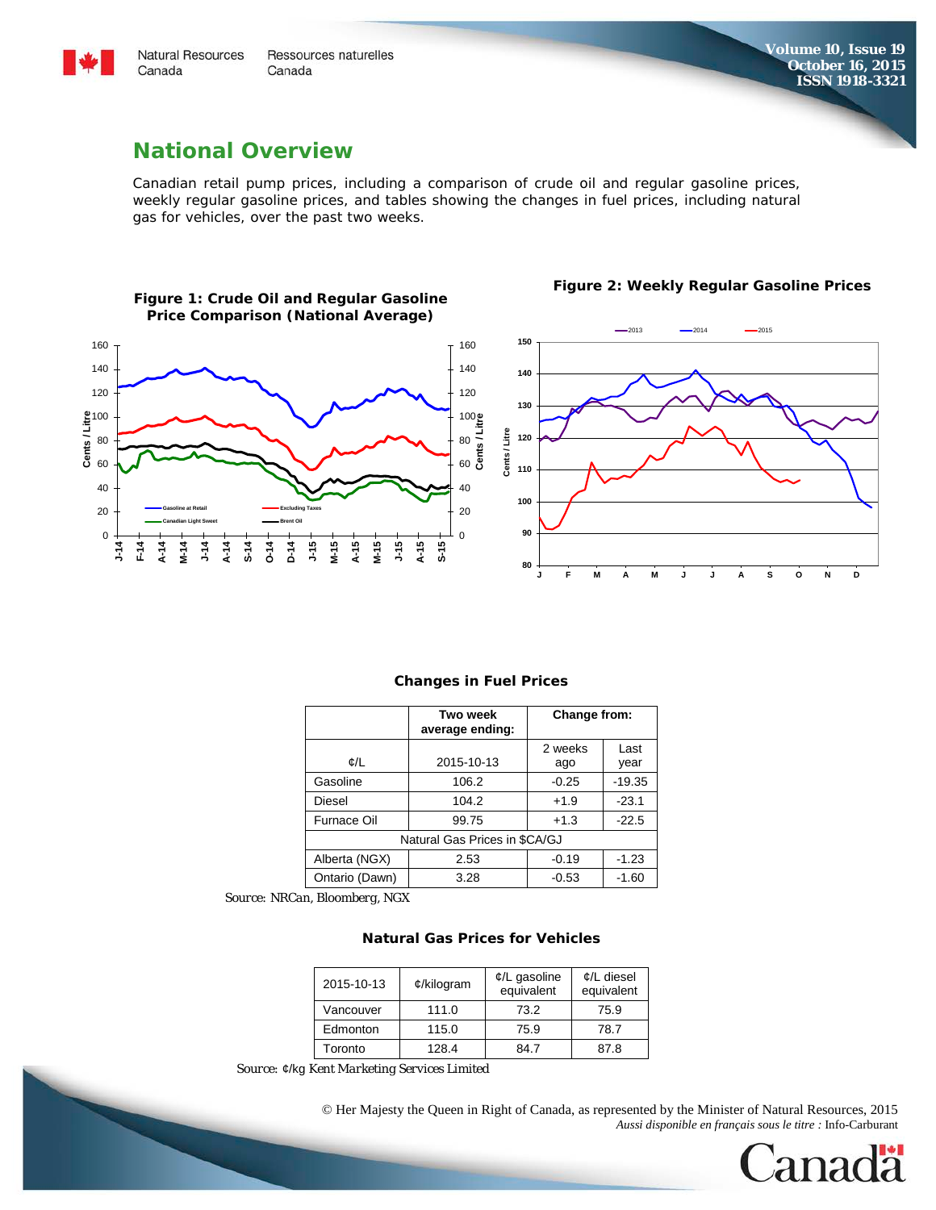## National Overview

Canadian retail pump prices, including a comparison of crude oil and regular gasoline prices, weekly regular gasoline prices, and tables showing the changes in fuel prices, including natural gas for vehicles, over the past two weeks.

**Figure 1: Crude Oil and Regular Gasoline Price Comparison (National Average)**

**Figure 2: Weekly Regular Gasoline Prices**

### Changes in Fuel Prices

| ¢/L | Two week average ending: | Change from: | |
|---|---|---|---|
| | 2015-10-13 | 2 weeks ago | Last year |
| Gasoline | 106.2 | -0.25 | -19.35 |
| Diesel | 104.2 | +1.9 | -23.1 |
| Furnace Oil | 99.75 | +1.3 | -22.5 |
| Natural Gas Prices in $CA/GJ | | | |
| Alberta (NGX) | 2.53 | -0.19 | -1.23 |
| Ontario (Dawn) | 3.28 | -0.53 | -1.60 |

*Source: NRCan, Bloomberg, NGX*

### Natural Gas Prices for Vehicles

| 2015-10-13 | ¢/kilogram | ¢/L gasoline equivalent | ¢/L diesel equivalent |
|---|---|---|---|
| Vancouver | 111.0 | 73.2 | 75.9 |
| Edmonton | 115.0 | 75.9 | 78.7 |
| Toronto | 128.4 | 84.7 | 87.8 |

*Source: ¢/kg Kent Marketing Services Limited*

© Her Majesty the Queen in Right of Canada, as represented by the Minister of Natural Resources, 2015
*Aussi disponible en français sous le titre :* Info-Carburant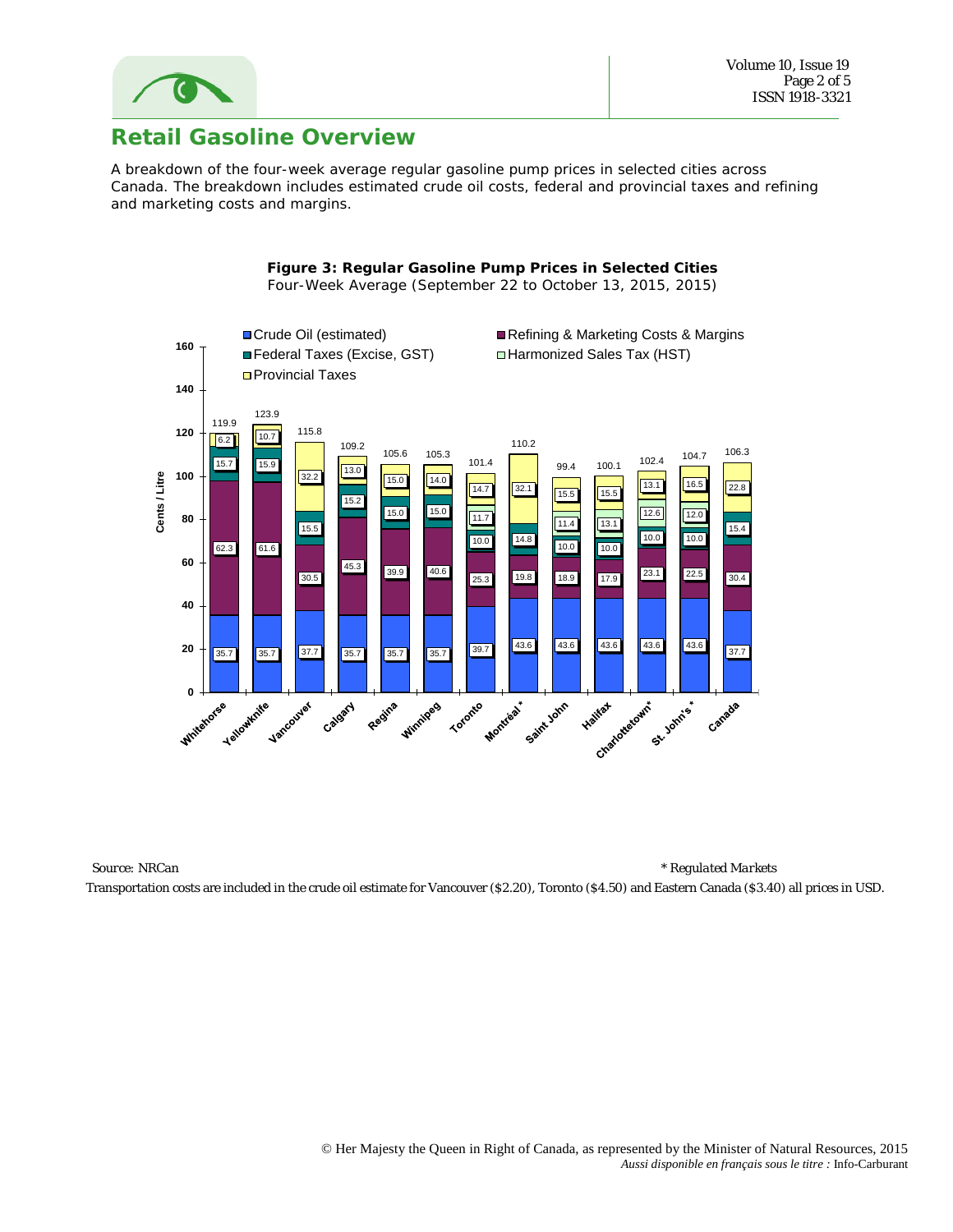## Retail Gasoline Overview

A breakdown of the four-week average regular gasoline pump prices in selected cities across Canada. The breakdown includes estimated crude oil costs, federal and provincial taxes and refining and marketing costs and margins.

**Figure 3: Regular Gasoline Pump Prices in Selected Cities**

Four-Week Average (September 22 to October 13, 2015, 2015)

| City | Crude Oil (estimated) | Refining & Marketing Costs & Margins | Federal Taxes (Excise, GST) | Harmonized Sales Tax (HST) | Provincial Taxes | Total (Cents / Litre) |
|---|---|---|---|---|---|---|
| Whitehorse | 35.7 | 62.3 | 15.7 | | 6.2 | 119.9 |
| Yellowknife | 35.7 | 61.6 | 15.9 | | 10.7 | 123.9 |
| Vancouver | 37.7 | 30.5 | 15.5 | | 32.2 | 115.8 |
| Calgary | 35.7 | 45.3 | 15.2 | | 13.0 | 109.2 |
| Regina | 35.7 | 39.9 | 15.0 | | 15.0 | 105.6 |
| Winnipeg | 35.7 | 40.6 | 15.0 | | 14.0 | 105.3 |
| Toronto | 39.7 | 25.3 | 10.0 | 11.7 | 14.7 | 101.4 |
| Montréal* | 43.6 | 19.8 | 14.8 | | 32.1 | 110.2 |
| Saint John | 43.6 | 18.9 | 10.0 | 11.4 | 15.5 | 99.4 |
| Halifax | 43.6 | 17.9 | 10.0 | 13.1 | 15.5 | 100.1 |
| Charlottetown* | 43.6 | 23.1 | 10.0 | 12.6 | 13.1 | 102.4 |
| St. John's* | 43.6 | 22.5 | 10.0 | 12.0 | 16.5 | 104.7 |
| Canada | 37.7 | 30.4 | 15.4 | | 22.8 | 106.3 |

Source: NRCan

\* Regulated Markets

Transportation costs are included in the crude oil estimate for Vancouver ($2.20), Toronto ($4.50) and Eastern Canada ($3.40) all prices in USD.

© Her Majesty the Queen in Right of Canada, as represented by the Minister of Natural Resources, 2015

*Aussi disponible en français sous le titre :* Info-Carburant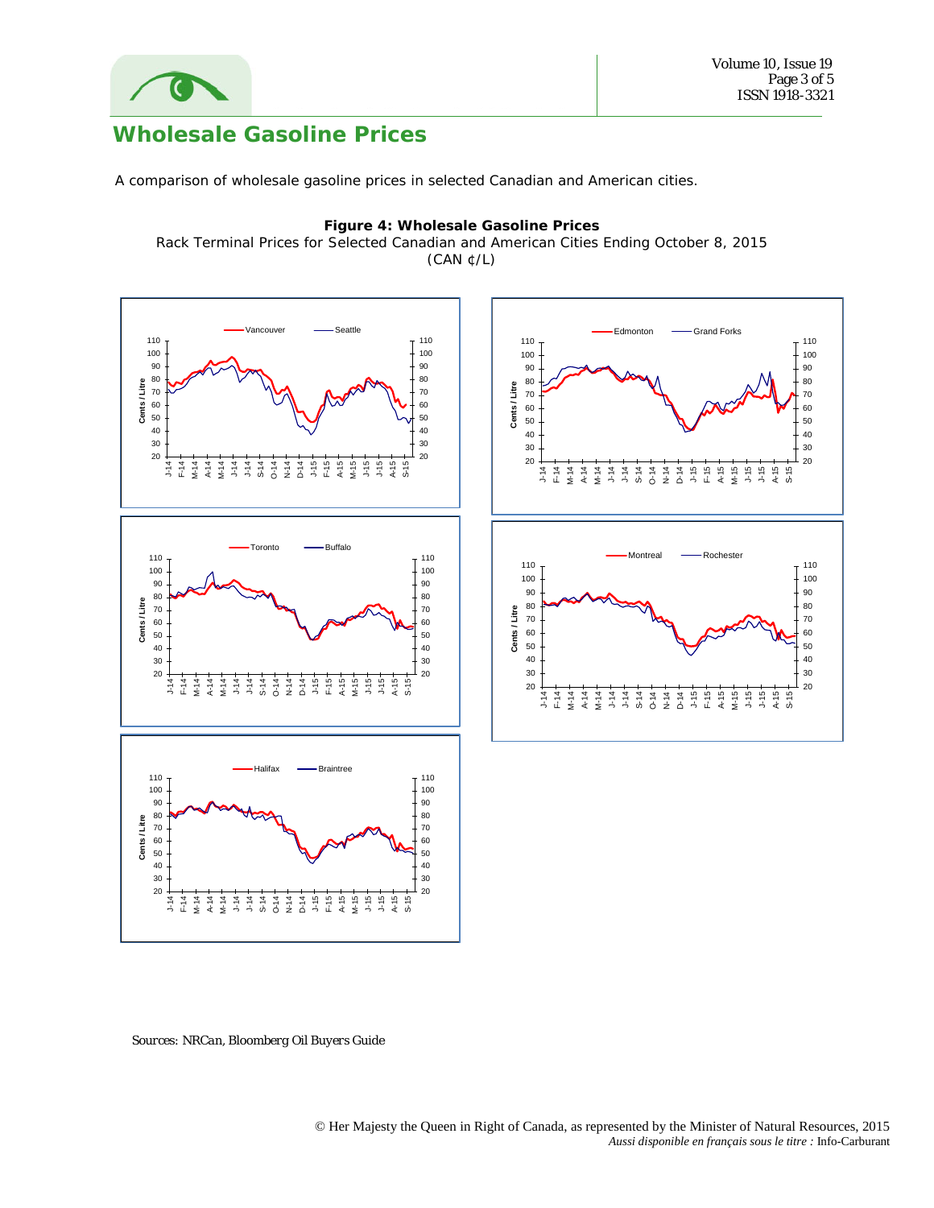# Wholesale Gasoline Prices

A comparison of wholesale gasoline prices in selected Canadian and American cities.

**Figure 4: Wholesale Gasoline Prices**
Rack Terminal Prices for Selected Canadian and American Cities Ending October 8, 2015
(CAN ¢/L)

*Sources: NRCan, Bloomberg Oil Buyers Guide*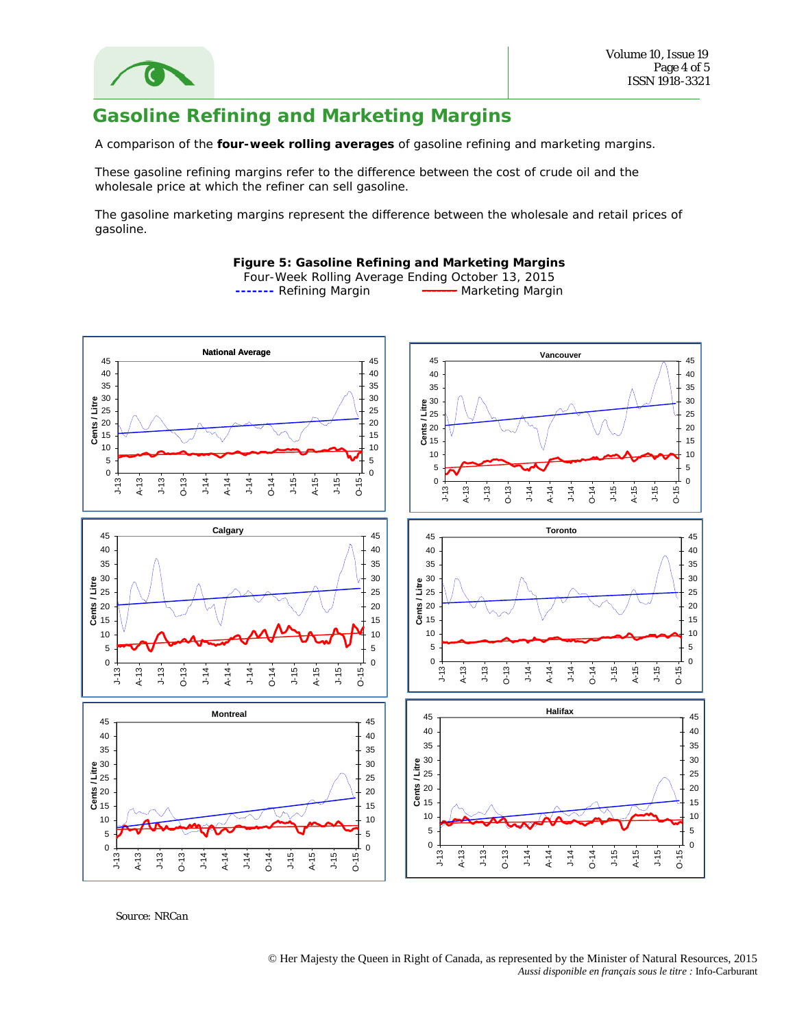## Gasoline Refining and Marketing Margins

A comparison of the **four-week rolling averages** of gasoline refining and marketing margins.

These gasoline refining margins refer to the difference between the cost of crude oil and the wholesale price at which the refiner can sell gasoline.

The gasoline marketing margins represent the difference between the wholesale and retail prices of gasoline.

**Figure 5: Gasoline Refining and Marketing Margins**

Four-Week Rolling Average Ending October 13, 2015

------- Refining Margin ——— Marketing Margin

Source: NRCan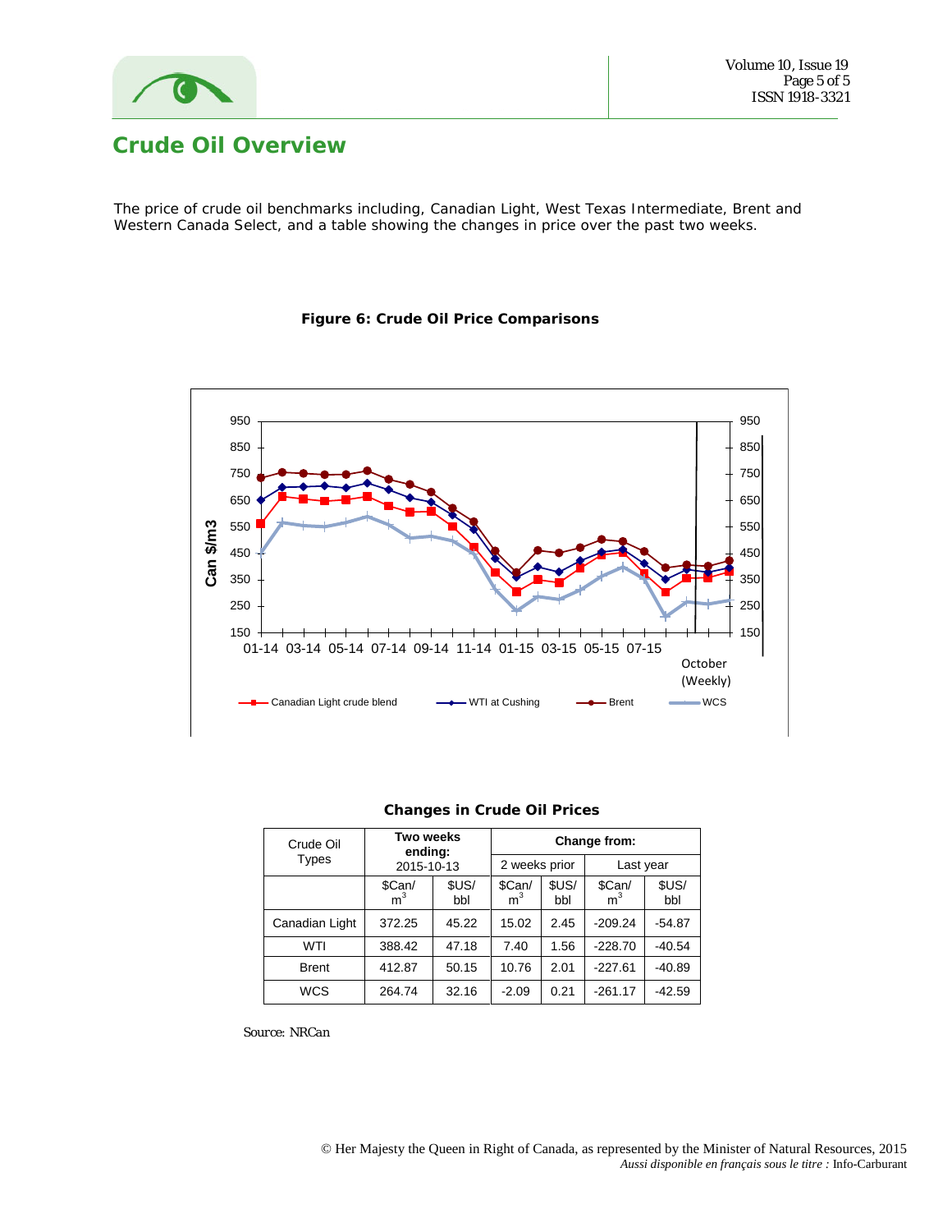## Crude Oil Overview

The price of crude oil benchmarks including, Canadian Light, West Texas Intermediate, Brent and Western Canada Select, and a table showing the changes in price over the past two weeks.

**Figure 6: Crude Oil Price Comparisons**

Can $/m3

950
850
750
650
550
450
350
250
150

01-14 03-14 05-14 07-14 09-14 11-14 01-15 03-15 05-15 07-15

October (Weekly)

Canadian Light crude blend
WTI at Cushing
Brent
WCS

**Changes in Crude Oil Prices**

| Crude Oil Types | Two weeks ending: 2015-10-13 | | Change from: | | | |
|---|---|---|---|---|---|---|
| | | | 2 weeks prior | | Last year | |
| | $Can/ $m^3$ | $US/ bbl | $Can/ $m^3$ | $US/ bbl | $Can/ $m^3$ | $US/ bbl |
| Canadian Light | 372.25 | 45.22 | 15.02 | 2.45 | -209.24 | -54.87 |
| WTI | 388.42 | 47.18 | 7.40 | 1.56 | -228.70 | -40.54 |
| Brent | 412.87 | 50.15 | 10.76 | 2.01 | -227.61 | -40.89 |
| WCS | 264.74 | 32.16 | -2.09 | 0.21 | -261.17 | -42.59 |

*Source: NRCan*

© Her Majesty the Queen in Right of Canada, as represented by the Minister of Natural Resources, 2015
*Aussi disponible en français sous le titre :* Info-Carburant